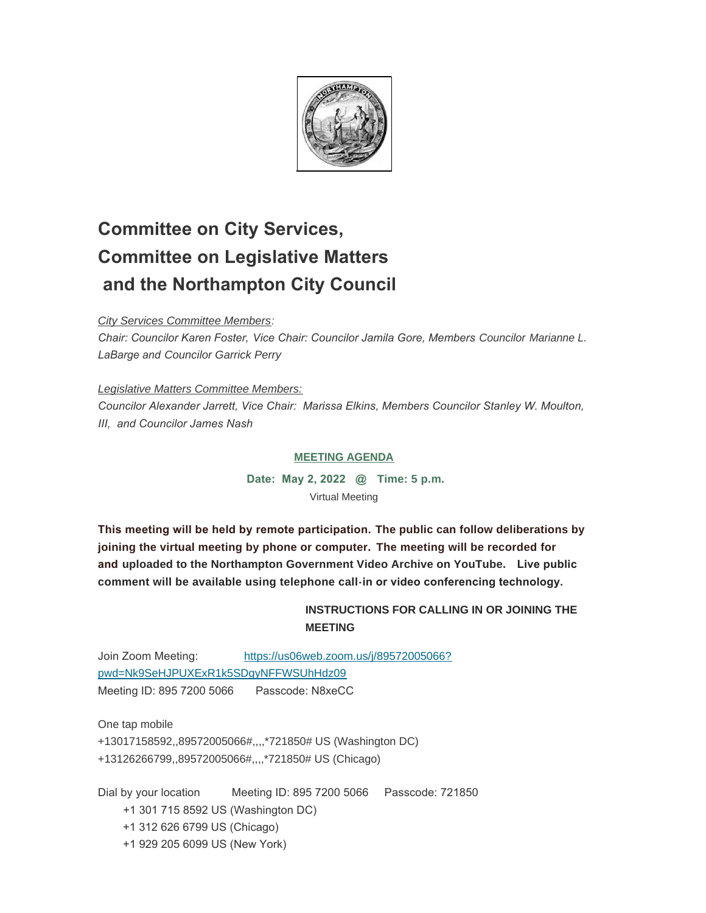# Committee on City Services, Committee on Legislative Matters and the Northampton City Council

*City Services Committee Members:*
*Chair: Councilor Karen Foster, Vice Chair: Councilor Jamila Gore, Members Councilor Marianne L. LaBarge and Councilor Garrick Perry*

*Legislative Matters Committee Members:*
*Councilor Alexander Jarrett, Vice Chair: Marissa Elkins, Members Councilor Stanley W. Moulton, III, and Councilor James Nash*

**MEETING AGENDA**

**Date: May 2, 2022 @ Time: 5 p.m.**

Virtual Meeting

**This meeting will be held by remote participation. The public can follow deliberations by joining the virtual meeting by phone or computer. The meeting will be recorded for and uploaded to the Northampton Government Video Archive on YouTube. Live public comment will be available using telephone call-in or video conferencing technology.**

**INSTRUCTIONS FOR CALLING IN OR JOINING THE MEETING**

Join Zoom Meeting: [https://us06web.zoom.us/j/89572005066?pwd=Nk9SeHJPUXExR1k5SDgyNFFWSUhHdz09](https://us06web.zoom.us/j/89572005066?pwd=Nk9SeHJPUXExR1k5SDgyNFFWSUhHdz09)
Meeting ID: 895 7200 5066 Passcode: N8xeCC

One tap mobile
+13017158592,,89572005066#,,,,*721850# US (Washington DC)
+13126266799,,89572005066#,,,,*721850# US (Chicago)

Dial by your location Meeting ID: 895 7200 5066 Passcode: 721850
+1 301 715 8592 US (Washington DC)
+1 312 626 6799 US (Chicago)
+1 929 205 6099 US (New York)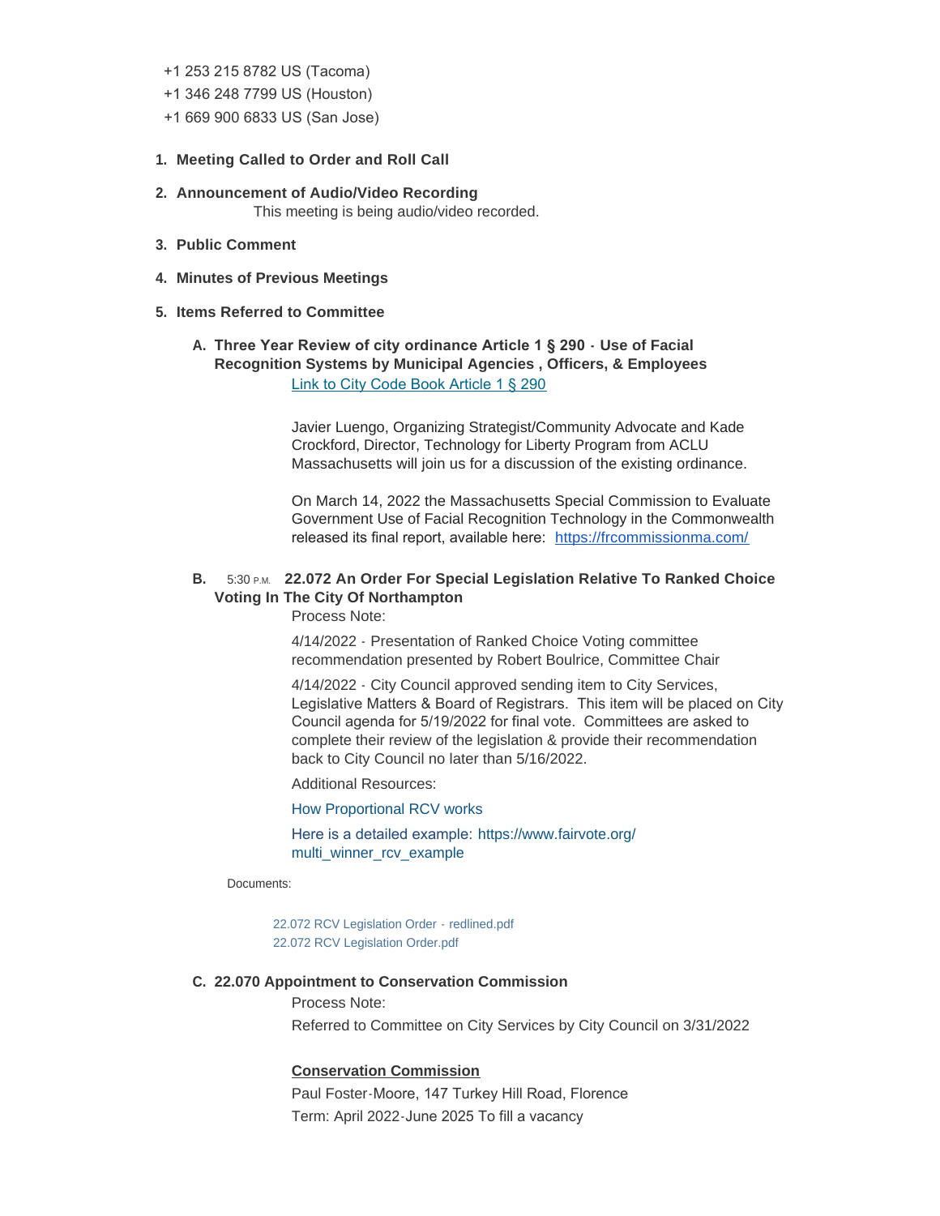+1 253 215 8782 US (Tacoma)
+1 346 248 7799 US (Houston)
+1 669 900 6833 US (San Jose)

1. **Meeting Called to Order and Roll Call**
2. **Announcement of Audio/Video Recording**
   This meeting is being audio/video recorded.
3. **Public Comment**
4. **Minutes of Previous Meetings**
5. **Items Referred to Committee**

   A. **Three Year Review of city ordinance Article 1 § 290 - Use of Facial Recognition Systems by Municipal Agencies , Officers, & Employees**
      [Link to City Code Book Article 1 § 290]

      Javier Luengo, Organizing Strategist/Community Advocate and Kade Crockford, Director, Technology for Liberty Program from ACLU Massachusetts will join us for a discussion of the existing ordinance.

      On March 14, 2022 the Massachusetts Special Commission to Evaluate Government Use of Facial Recognition Technology in the Commonwealth released its final report, available here: https://frcommissionma.com/

   B. 5:30 P.M. **22.072 An Order For Special Legislation Relative To Ranked Choice Voting In The City Of Northampton**
      Process Note:

      4/14/2022 - Presentation of Ranked Choice Voting committee recommendation presented by Robert Boulrice, Committee Chair

      4/14/2022 - City Council approved sending item to City Services, Legislative Matters & Board of Registrars. This item will be placed on City Council agenda for 5/19/2022 for final vote. Committees are asked to complete their review of the legislation & provide their recommendation back to City Council no later than 5/16/2022.

      Additional Resources:

      How Proportional RCV works

      Here is a detailed example: https://www.fairvote.org/multi_winner_rcv_example

      Documents:

      22.072 RCV Legislation Order - redlined.pdf
      22.072 RCV Legislation Order.pdf

   C. **22.070 Appointment to Conservation Commission**
      Process Note:
      Referred to Committee on City Services by City Council on 3/31/2022

      **Conservation Commission**
      Paul Foster-Moore, 147 Turkey Hill Road, Florence
      Term: April 2022-June 2025 To fill a vacancy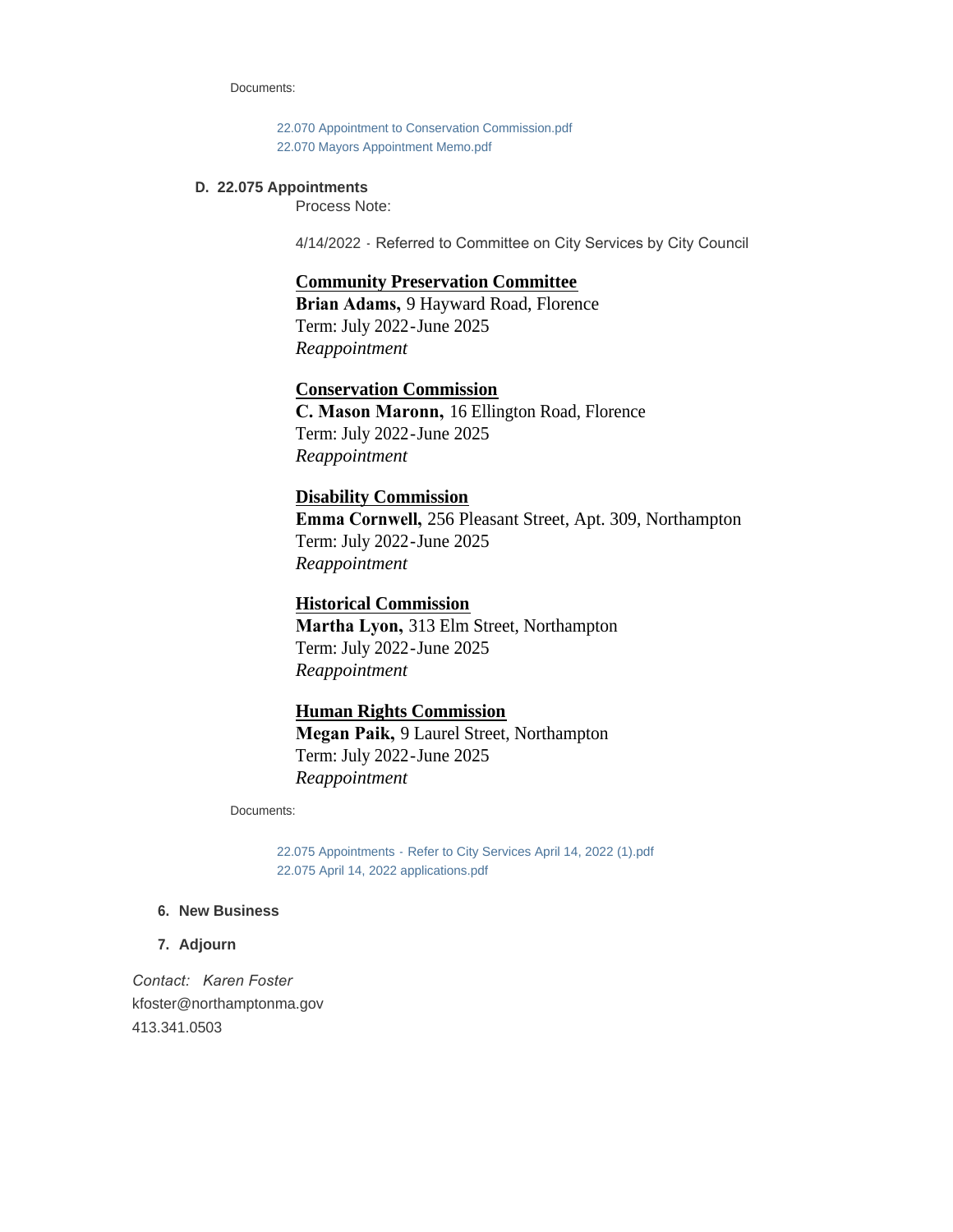Documents:

22.070 Appointment to Conservation Commission.pdf
22.070 Mayors Appointment Memo.pdf

**D. 22.075 Appointments**

Process Note:

4/14/2022 - Referred to Committee on City Services by City Council

**Community Preservation Committee**
**Brian Adams,** 9 Hayward Road, Florence
Term: July 2022-June 2025
*Reappointment*

**Conservation Commission**
**C. Mason Maronn,** 16 Ellington Road, Florence
Term: July 2022-June 2025
*Reappointment*

**Disability Commission**
**Emma Cornwell,** 256 Pleasant Street, Apt. 309, Northampton
Term: July 2022-June 2025
*Reappointment*

**Historical Commission**
**Martha Lyon,** 313 Elm Street, Northampton
Term: July 2022-June 2025
*Reappointment*

**Human Rights Commission**
**Megan Paik,** 9 Laurel Street, Northampton
Term: July 2022-June 2025
*Reappointment*

Documents:

22.075 Appointments - Refer to City Services April 14, 2022 (1).pdf
22.075 April 14, 2022 applications.pdf

**6. New Business**

**7. Adjourn**

*Contact: Karen Foster*
kfoster@northamptonma.gov
413.341.0503